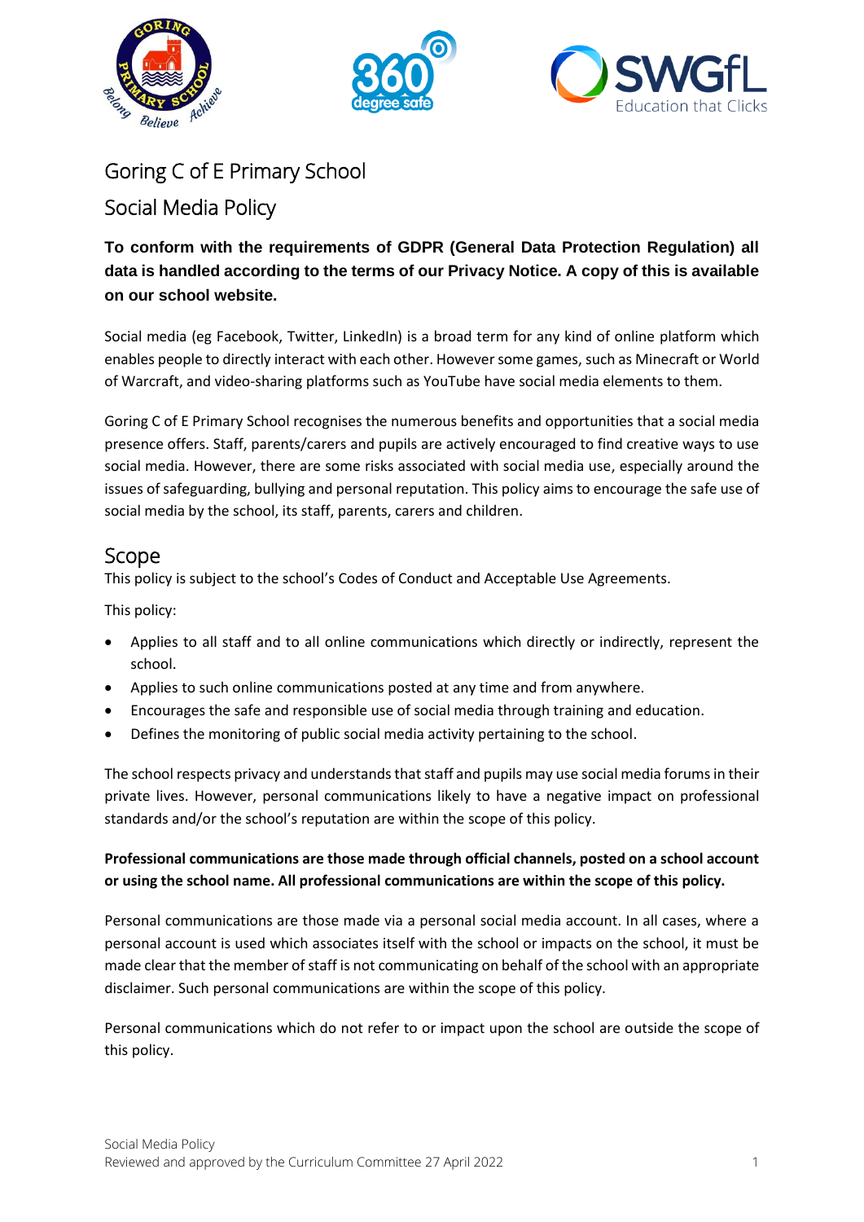# Goring C of E Primary School

## Social Media Policy

**To conform with the requirements of GDPR (General Data Protection Regulation) all data is handled according to the terms of our Privacy Notice. A copy of this is available on our school website.**

Social media (eg Facebook, Twitter, LinkedIn) is a broad term for any kind of online platform which enables people to directly interact with each other. However some games, such as Minecraft or World of Warcraft, and video-sharing platforms such as YouTube have social media elements to them.

Goring C of E Primary School recognises the numerous benefits and opportunities that a social media presence offers. Staff, parents/carers and pupils are actively encouraged to find creative ways to use social media. However, there are some risks associated with social media use, especially around the issues of safeguarding, bullying and personal reputation. This policy aims to encourage the safe use of social media by the school, its staff, parents, carers and children.

## Scope

This policy is subject to the school's Codes of Conduct and Acceptable Use Agreements.

This policy:

- Applies to all staff and to all online communications which directly or indirectly, represent the school.
- Applies to such online communications posted at any time and from anywhere.
- Encourages the safe and responsible use of social media through training and education.
- Defines the monitoring of public social media activity pertaining to the school.

The school respects privacy and understands that staff and pupils may use social media forums in their private lives. However, personal communications likely to have a negative impact on professional standards and/or the school's reputation are within the scope of this policy.

**Professional communications are those made through official channels, posted on a school account or using the school name. All professional communications are within the scope of this policy.**

Personal communications are those made via a personal social media account. In all cases, where a personal account is used which associates itself with the school or impacts on the school, it must be made clear that the member of staff is not communicating on behalf of the school with an appropriate disclaimer. Such personal communications are within the scope of this policy.

Personal communications which do not refer to or impact upon the school are outside the scope of this policy.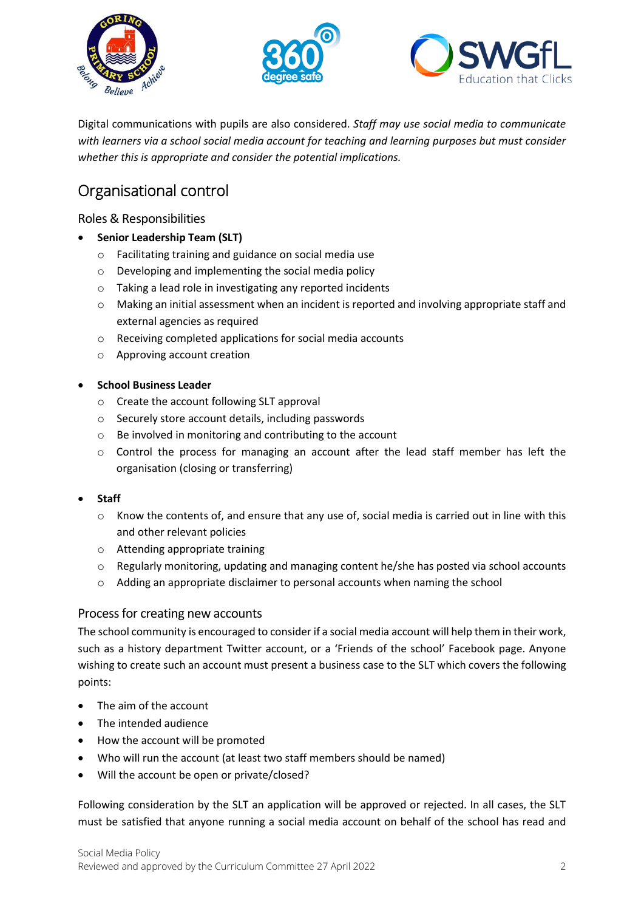Digital communications with pupils are also considered. *Staff may use social media to communicate with learners via a school social media account for teaching and learning purposes but must consider whether this is appropriate and consider the potential implications.*

## Organisational control

### Roles & Responsibilities

- **Senior Leadership Team (SLT)**
  - Facilitating training and guidance on social media use
  - Developing and implementing the social media policy
  - Taking a lead role in investigating any reported incidents
  - Making an initial assessment when an incident is reported and involving appropriate staff and external agencies as required
  - Receiving completed applications for social media accounts
  - Approving account creation

- **School Business Leader**
  - Create the account following SLT approval
  - Securely store account details, including passwords
  - Be involved in monitoring and contributing to the account
  - Control the process for managing an account after the lead staff member has left the organisation (closing or transferring)

- **Staff**
  - Know the contents of, and ensure that any use of, social media is carried out in line with this and other relevant policies
  - Attending appropriate training
  - Regularly monitoring, updating and managing content he/she has posted via school accounts
  - Adding an appropriate disclaimer to personal accounts when naming the school

### Process for creating new accounts

The school community is encouraged to consider if a social media account will help them in their work, such as a history department Twitter account, or a 'Friends of the school' Facebook page. Anyone wishing to create such an account must present a business case to the SLT which covers the following points:

- The aim of the account
- The intended audience
- How the account will be promoted
- Who will run the account (at least two staff members should be named)
- Will the account be open or private/closed?

Following consideration by the SLT an application will be approved or rejected. In all cases, the SLT must be satisfied that anyone running a social media account on behalf of the school has read and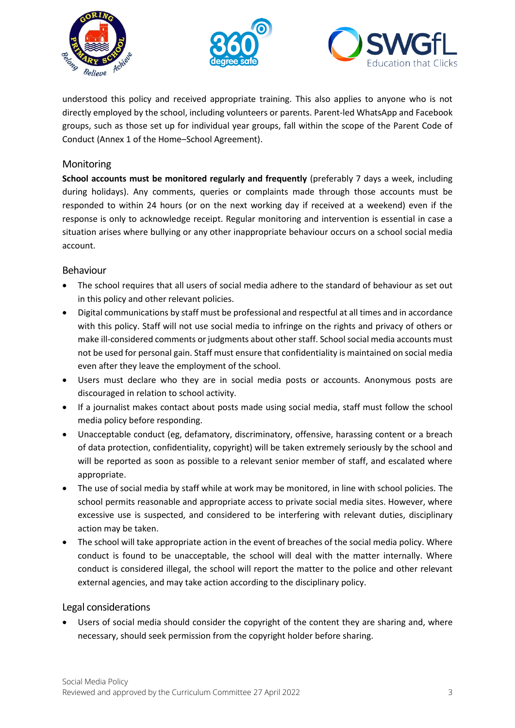understood this policy and received appropriate training. This also applies to anyone who is not directly employed by the school, including volunteers or parents. Parent-led WhatsApp and Facebook groups, such as those set up for individual year groups, fall within the scope of the Parent Code of Conduct (Annex 1 of the Home–School Agreement).

## Monitoring

**School accounts must be monitored regularly and frequently** (preferably 7 days a week, including during holidays). Any comments, queries or complaints made through those accounts must be responded to within 24 hours (or on the next working day if received at a weekend) even if the response is only to acknowledge receipt. Regular monitoring and intervention is essential in case a situation arises where bullying or any other inappropriate behaviour occurs on a school social media account.

## Behaviour

- The school requires that all users of social media adhere to the standard of behaviour as set out in this policy and other relevant policies.
- Digital communications by staff must be professional and respectful at all times and in accordance with this policy. Staff will not use social media to infringe on the rights and privacy of others or make ill-considered comments or judgments about other staff. School social media accounts must not be used for personal gain. Staff must ensure that confidentiality is maintained on social media even after they leave the employment of the school.
- Users must declare who they are in social media posts or accounts. Anonymous posts are discouraged in relation to school activity.
- If a journalist makes contact about posts made using social media, staff must follow the school media policy before responding.
- Unacceptable conduct (eg, defamatory, discriminatory, offensive, harassing content or a breach of data protection, confidentiality, copyright) will be taken extremely seriously by the school and will be reported as soon as possible to a relevant senior member of staff, and escalated where appropriate.
- The use of social media by staff while at work may be monitored, in line with school policies. The school permits reasonable and appropriate access to private social media sites. However, where excessive use is suspected, and considered to be interfering with relevant duties, disciplinary action may be taken.
- The school will take appropriate action in the event of breaches of the social media policy. Where conduct is found to be unacceptable, the school will deal with the matter internally. Where conduct is considered illegal, the school will report the matter to the police and other relevant external agencies, and may take action according to the disciplinary policy.

## Legal considerations

- Users of social media should consider the copyright of the content they are sharing and, where necessary, should seek permission from the copyright holder before sharing.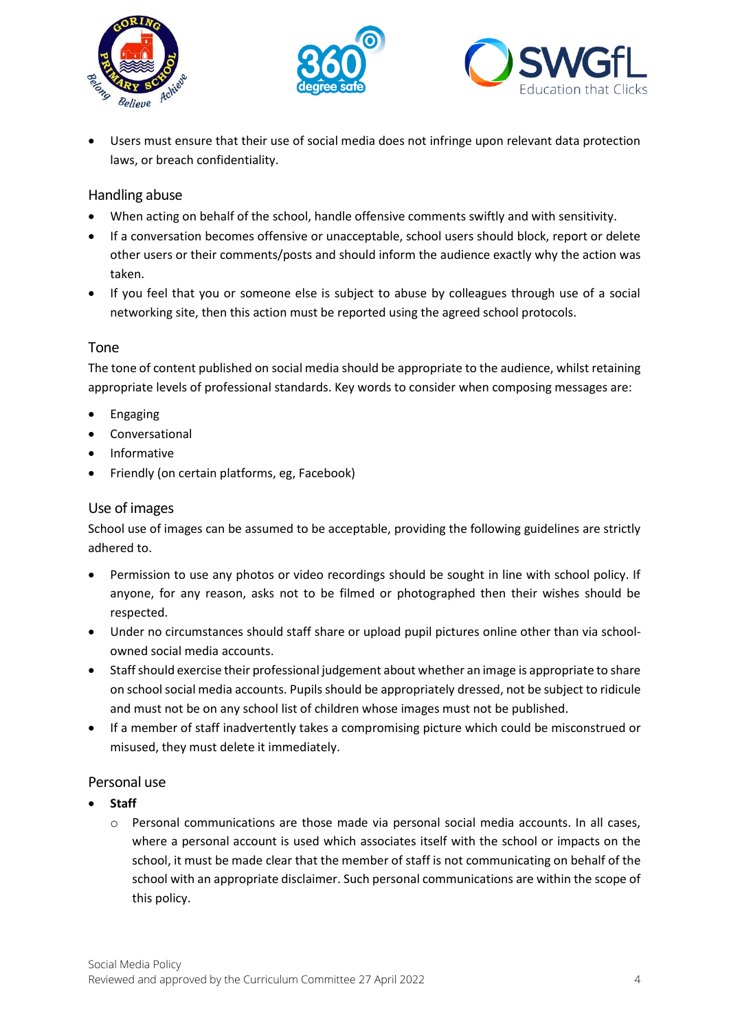- Users must ensure that their use of social media does not infringe upon relevant data protection laws, or breach confidentiality.

### Handling abuse

- When acting on behalf of the school, handle offensive comments swiftly and with sensitivity.
- If a conversation becomes offensive or unacceptable, school users should block, report or delete other users or their comments/posts and should inform the audience exactly why the action was taken.
- If you feel that you or someone else is subject to abuse by colleagues through use of a social networking site, then this action must be reported using the agreed school protocols.

### Tone

The tone of content published on social media should be appropriate to the audience, whilst retaining appropriate levels of professional standards. Key words to consider when composing messages are:

- Engaging
- Conversational
- Informative
- Friendly (on certain platforms, eg, Facebook)

### Use of images

School use of images can be assumed to be acceptable, providing the following guidelines are strictly adhered to.

- Permission to use any photos or video recordings should be sought in line with school policy. If anyone, for any reason, asks not to be filmed or photographed then their wishes should be respected.
- Under no circumstances should staff share or upload pupil pictures online other than via school-owned social media accounts.
- Staff should exercise their professional judgement about whether an image is appropriate to share on school social media accounts. Pupils should be appropriately dressed, not be subject to ridicule and must not be on any school list of children whose images must not be published.
- If a member of staff inadvertently takes a compromising picture which could be misconstrued or misused, they must delete it immediately.

### Personal use

- **Staff**
  - Personal communications are those made via personal social media accounts. In all cases, where a personal account is used which associates itself with the school or impacts on the school, it must be made clear that the member of staff is not communicating on behalf of the school with an appropriate disclaimer. Such personal communications are within the scope of this policy.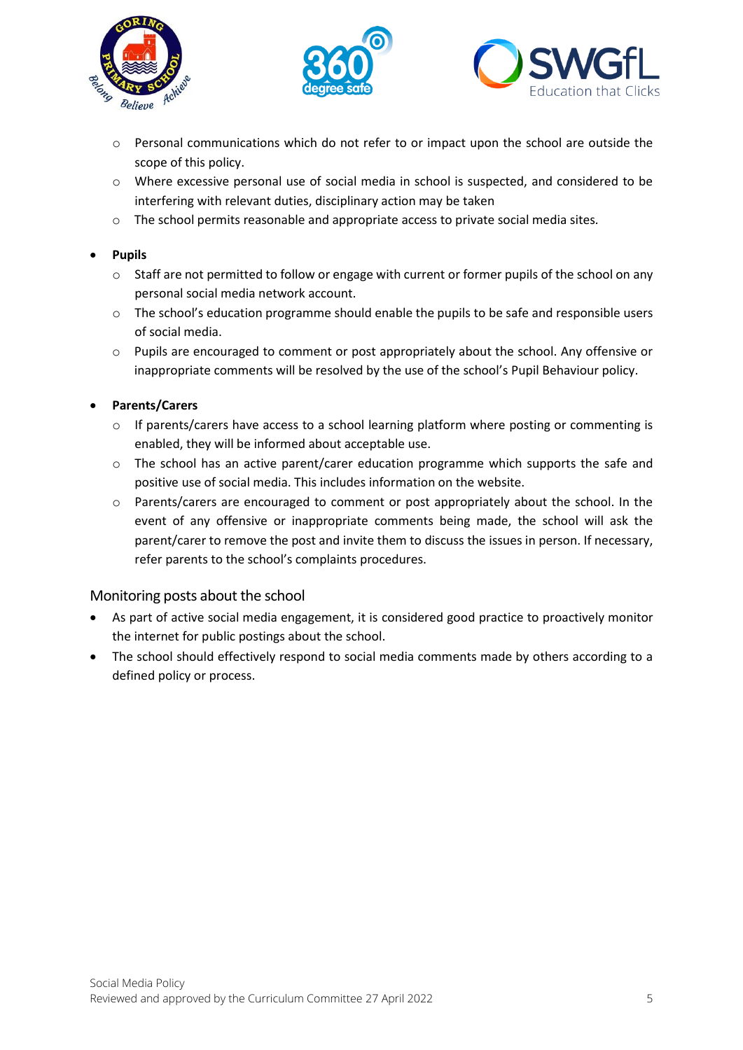- Personal communications which do not refer to or impact upon the school are outside the scope of this policy.
    - Where excessive personal use of social media in school is suspected, and considered to be interfering with relevant duties, disciplinary action may be taken
    - The school permits reasonable and appropriate access to private social media sites.

- **Pupils**
    - Staff are not permitted to follow or engage with current or former pupils of the school on any personal social media network account.
    - The school's education programme should enable the pupils to be safe and responsible users of social media.
    - Pupils are encouraged to comment or post appropriately about the school. Any offensive or inappropriate comments will be resolved by the use of the school's Pupil Behaviour policy.

- **Parents/Carers**
    - If parents/carers have access to a school learning platform where posting or commenting is enabled, they will be informed about acceptable use.
    - The school has an active parent/carer education programme which supports the safe and positive use of social media. This includes information on the website.
    - Parents/carers are encouraged to comment or post appropriately about the school. In the event of any offensive or inappropriate comments being made, the school will ask the parent/carer to remove the post and invite them to discuss the issues in person. If necessary, refer parents to the school's complaints procedures.

## Monitoring posts about the school

- As part of active social media engagement, it is considered good practice to proactively monitor the internet for public postings about the school.
- The school should effectively respond to social media comments made by others according to a defined policy or process.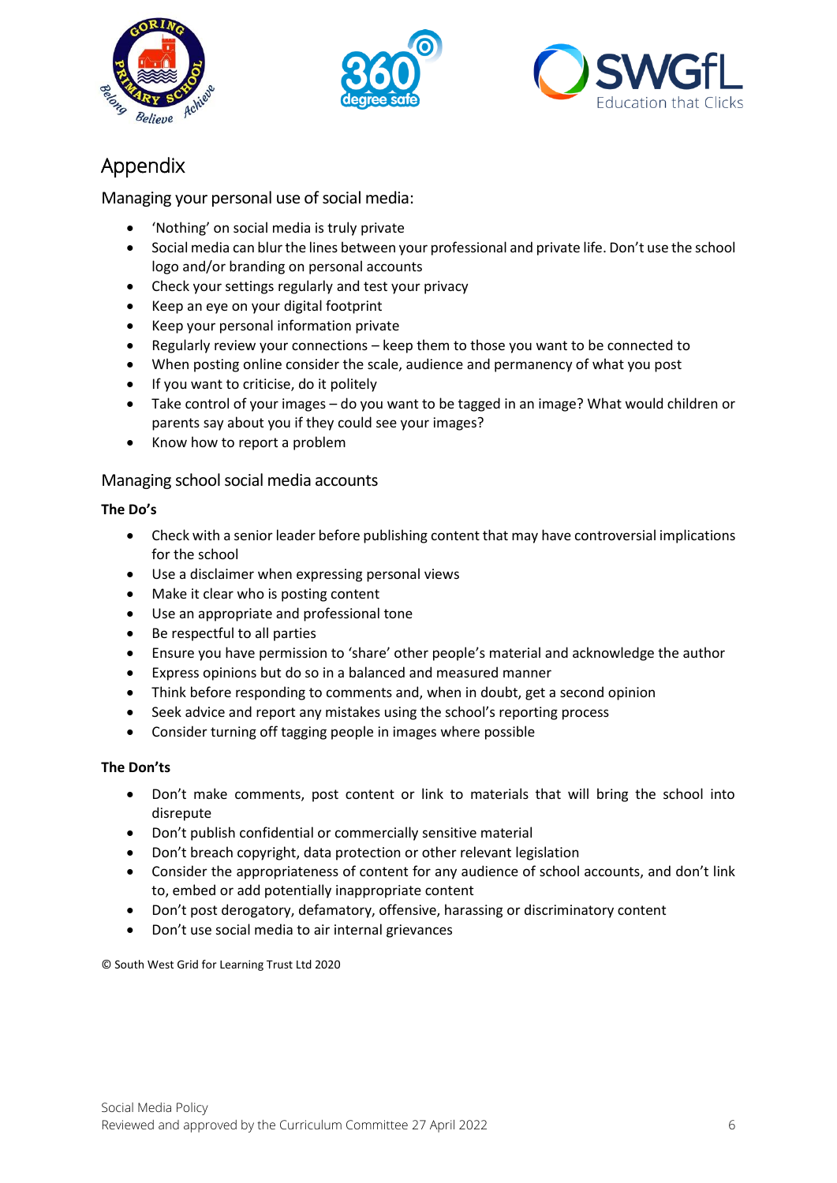# Appendix

## Managing your personal use of social media:

- 'Nothing' on social media is truly private
- Social media can blur the lines between your professional and private life. Don't use the school logo and/or branding on personal accounts
- Check your settings regularly and test your privacy
- Keep an eye on your digital footprint
- Keep your personal information private
- Regularly review your connections – keep them to those you want to be connected to
- When posting online consider the scale, audience and permanency of what you post
- If you want to criticise, do it politely
- Take control of your images – do you want to be tagged in an image? What would children or parents say about you if they could see your images?
- Know how to report a problem

## Managing school social media accounts

**The Do's**

- Check with a senior leader before publishing content that may have controversial implications for the school
- Use a disclaimer when expressing personal views
- Make it clear who is posting content
- Use an appropriate and professional tone
- Be respectful to all parties
- Ensure you have permission to 'share' other people's material and acknowledge the author
- Express opinions but do so in a balanced and measured manner
- Think before responding to comments and, when in doubt, get a second opinion
- Seek advice and report any mistakes using the school's reporting process
- Consider turning off tagging people in images where possible

**The Don'ts**

- Don't make comments, post content or link to materials that will bring the school into disrepute
- Don't publish confidential or commercially sensitive material
- Don't breach copyright, data protection or other relevant legislation
- Consider the appropriateness of content for any audience of school accounts, and don't link to, embed or add potentially inappropriate content
- Don't post derogatory, defamatory, offensive, harassing or discriminatory content
- Don't use social media to air internal grievances

© South West Grid for Learning Trust Ltd 2020